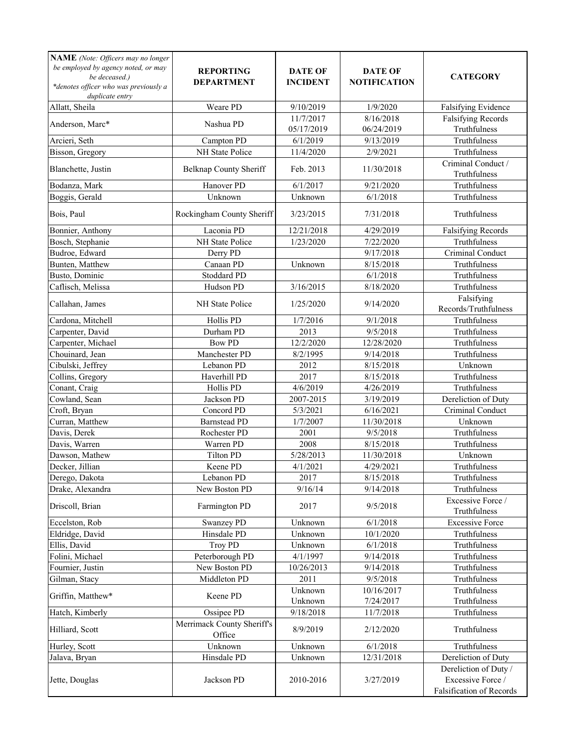| **NAME** *(Note: Officers may no longer be employed by agency noted, or may be deceased.) \*denotes officer who was previously a duplicate entry* | **REPORTING DEPARTMENT** | **DATE OF INCIDENT** | **DATE OF NOTIFICATION** | **CATEGORY** |
|---|---|---|---|---|
| Allatt, Sheila | Weare PD | 9/10/2019 | 1/9/2020 | Falsifying Evidence |
| Anderson, Marc* | Nashua PD | 11/7/2017<br>05/17/2019 | 8/16/2018<br>06/24/2019 | Falsifying Records<br>Truthfulness |
| Arcieri, Seth | Campton PD | 6/1/2019 | 9/13/2019 | Truthfulness |
| Bisson, Gregory | NH State Police | 11/4/2020 | 2/9/2021 | Truthfulness |
| Blanchette, Justin | Belknap County Sheriff | Feb. 2013 | 11/30/2018 | Criminal Conduct / Truthfulness |
| Bodanza, Mark | Hanover PD | 6/1/2017 | 9/21/2020 | Truthfulness |
| Boggis, Gerald | Unknown | Unknown | 6/1/2018 | Truthfulness |
| Bois, Paul | Rockingham County Sheriff | 3/23/2015 | 7/31/2018 | Truthfulness |
| Bonnier, Anthony | Laconia PD | 12/21/2018 | 4/29/2019 | Falsifying Records |
| Bosch, Stephanie | NH State Police | 1/23/2020 | 7/22/2020 | Truthfulness |
| Budroe, Edward | Derry PD | | 9/17/2018 | Criminal Conduct |
| Bunten, Matthew | Canaan PD | Unknown | 8/15/2018 | Truthfulness |
| Busto, Dominic | Stoddard PD | | 6/1/2018 | Truthfulness |
| Caflisch, Melissa | Hudson PD | 3/16/2015 | 8/18/2020 | Truthfulness |
| Callahan, James | NH State Police | 1/25/2020 | 9/14/2020 | Falsifying Records/Truthfulness |
| Cardona, Mitchell | Hollis PD | 1/7/2016 | 9/1/2018 | Truthfulness |
| Carpenter, David | Durham PD | 2013 | 9/5/2018 | Truthfulness |
| Carpenter, Michael | Bow PD | 12/2/2020 | 12/28/2020 | Truthfulness |
| Chouinard, Jean | Manchester PD | 8/2/1995 | 9/14/2018 | Truthfulness |
| Cibulski, Jeffrey | Lebanon PD | 2012 | 8/15/2018 | Unknown |
| Collins, Gregory | Haverhill PD | 2017 | 8/15/2018 | Truthfulness |
| Conant, Craig | Hollis PD | 4/6/2019 | 4/26/2019 | Truthfulness |
| Cowland, Sean | Jackson PD | 2007-2015 | 3/19/2019 | Dereliction of Duty |
| Croft, Bryan | Concord PD | 5/3/2021 | 6/16/2021 | Criminal Conduct |
| Curran, Matthew | Barnstead PD | 1/7/2007 | 11/30/2018 | Unknown |
| Davis, Derek | Rochester PD | 2001 | 9/5/2018 | Truthfulness |
| Davis, Warren | Warren PD | 2008 | 8/15/2018 | Truthfulness |
| Dawson, Mathew | Tilton PD | 5/28/2013 | 11/30/2018 | Unknown |
| Decker, Jillian | Keene PD | 4/1/2021 | 4/29/2021 | Truthfulness |
| Derego, Dakota | Lebanon PD | 2017 | 8/15/2018 | Truthfulness |
| Drake, Alexandra | New Boston PD | 9/16/14 | 9/14/2018 | Truthfulness |
| Driscoll, Brian | Farmington PD | 2017 | 9/5/2018 | Excessive Force / Truthfulness |
| Eccelston, Rob | Swanzey PD | Unknown | 6/1/2018 | Excessive Force |
| Eldridge, David | Hinsdale PD | Unknown | 10/1/2020 | Truthfulness |
| Ellis, David | Troy PD | Unknown | 6/1/2018 | Truthfulness |
| Folini, Michael | Peterborough PD | 4/1/1997 | 9/14/2018 | Truthfulness |
| Fournier, Justin | New Boston PD | 10/26/2013 | 9/14/2018 | Truthfulness |
| Gilman, Stacy | Middleton PD | 2011 | 9/5/2018 | Truthfulness |
| Griffin, Matthew* | Keene PD | Unknown<br>Unknown | 10/16/2017<br>7/24/2017 | Truthfulness<br>Truthfulness |
| Hatch, Kimberly | Ossipee PD | 9/18/2018 | 11/7/2018 | Truthfulness |
| Hilliard, Scott | Merrimack County Sheriff's Office | 8/9/2019 | 2/12/2020 | Truthfulness |
| Hurley, Scott | Unknown | Unknown | 6/1/2018 | Truthfulness |
| Jalava, Bryan | Hinsdale PD | Unknown | 12/31/2018 | Dereliction of Duty |
| Jette, Douglas | Jackson PD | 2010-2016 | 3/27/2019 | Dereliction of Duty / Excessive Force / Falsification of Records |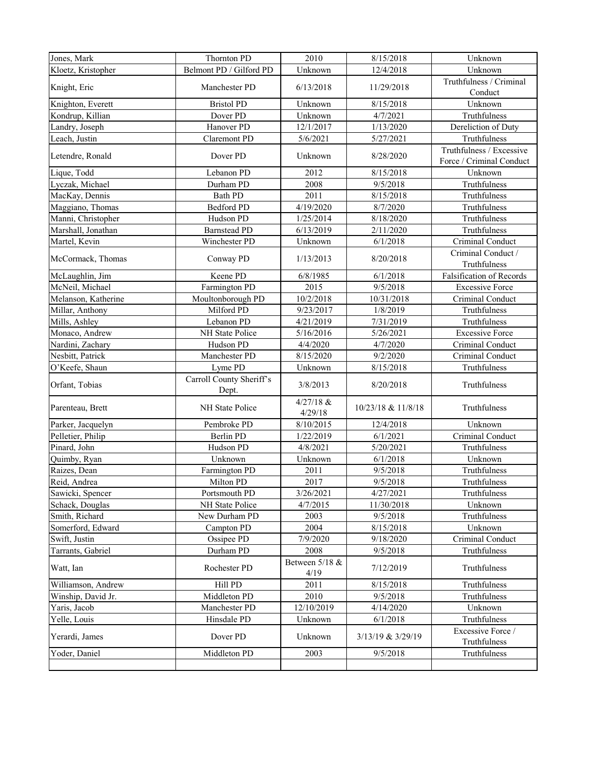| | | | | |
|---|---|---|---|---|
| Jones, Mark | Thornton PD | 2010 | 8/15/2018 | Unknown |
| Kloetz, Kristopher | Belmont PD / Gilford PD | Unknown | 12/4/2018 | Unknown |
| Knight, Eric | Manchester PD | 6/13/2018 | 11/29/2018 | Truthfulness / Criminal Conduct |
| Knighton, Everett | Bristol PD | Unknown | 8/15/2018 | Unknown |
| Kondrup, Killian | Dover PD | Unknown | 4/7/2021 | Truthfulness |
| Landry, Joseph | Hanover PD | 12/1/2017 | 1/13/2020 | Dereliction of Duty |
| Leach, Justin | Claremont PD | 5/6/2021 | 5/27/2021 | Truthfulness |
| Letendre, Ronald | Dover PD | Unknown | 8/28/2020 | Truthfulness / Excessive Force / Criminal Conduct |
| Lique, Todd | Lebanon PD | 2012 | 8/15/2018 | Unknown |
| Lyczak, Michael | Durham PD | 2008 | 9/5/2018 | Truthfulness |
| MacKay, Dennis | Bath PD | 2011 | 8/15/2018 | Truthfulness |
| Maggiano, Thomas | Bedford PD | 4/19/2020 | 8/7/2020 | Truthfulness |
| Manni, Christopher | Hudson PD | 1/25/2014 | 8/18/2020 | Truthfulness |
| Marshall, Jonathan | Barnstead PD | 6/13/2019 | 2/11/2020 | Truthfulness |
| Martel, Kevin | Winchester PD | Unknown | 6/1/2018 | Criminal Conduct |
| McCormack, Thomas | Conway PD | 1/13/2013 | 8/20/2018 | Criminal Conduct / Truthfulness |
| McLaughlin, Jim | Keene PD | 6/8/1985 | 6/1/2018 | Falsification of Records |
| McNeil, Michael | Farmington PD | 2015 | 9/5/2018 | Excessive Force |
| Melanson, Katherine | Moultonborough PD | 10/2/2018 | 10/31/2018 | Criminal Conduct |
| Millar, Anthony | Milford PD | 9/23/2017 | 1/8/2019 | Truthfulness |
| Mills, Ashley | Lebanon PD | 4/21/2019 | 7/31/2019 | Truthfulness |
| Monaco, Andrew | NH State Police | 5/16/2016 | 5/26/2021 | Excessive Force |
| Nardini, Zachary | Hudson PD | 4/4/2020 | 4/7/2020 | Criminal Conduct |
| Nesbitt, Patrick | Manchester PD | 8/15/2020 | 9/2/2020 | Criminal Conduct |
| O'Keefe, Shaun | Lyme PD | Unknown | 8/15/2018 | Truthfulness |
| Orfant, Tobias | Carroll County Sheriff's Dept. | 3/8/2013 | 8/20/2018 | Truthfulness |
| Parenteau, Brett | NH State Police | 4/27/18 & 4/29/18 | 10/23/18 & 11/8/18 | Truthfulness |
| Parker, Jacquelyn | Pembroke PD | 8/10/2015 | 12/4/2018 | Unknown |
| Pelletier, Philip | Berlin PD | 1/22/2019 | 6/1/2021 | Criminal Conduct |
| Pinard, John | Hudson PD | 4/8/2021 | 5/20/2021 | Truthfulness |
| Quimby, Ryan | Unknown | Unknown | 6/1/2018 | Unknown |
| Raizes, Dean | Farmington PD | 2011 | 9/5/2018 | Truthfulness |
| Reid, Andrea | Milton PD | 2017 | 9/5/2018 | Truthfulness |
| Sawicki, Spencer | Portsmouth PD | 3/26/2021 | 4/27/2021 | Truthfulness |
| Schack, Douglas | NH State Police | 4/7/2015 | 11/30/2018 | Unknown |
| Smith, Richard | New Durham PD | 2003 | 9/5/2018 | Truthfulness |
| Somerford, Edward | Campton PD | 2004 | 8/15/2018 | Unknown |
| Swift, Justin | Ossipee PD | 7/9/2020 | 9/18/2020 | Criminal Conduct |
| Tarrants, Gabriel | Durham PD | 2008 | 9/5/2018 | Truthfulness |
| Watt, Ian | Rochester PD | Between 5/18 & 4/19 | 7/12/2019 | Truthfulness |
| Williamson, Andrew | Hill PD | 2011 | 8/15/2018 | Truthfulness |
| Winship, David Jr. | Middleton PD | 2010 | 9/5/2018 | Truthfulness |
| Yaris, Jacob | Manchester PD | 12/10/2019 | 4/14/2020 | Unknown |
| Yelle, Louis | Hinsdale PD | Unknown | 6/1/2018 | Truthfulness |
| Yerardi, James | Dover PD | Unknown | 3/13/19 & 3/29/19 | Excessive Force / Truthfulness |
| Yoder, Daniel | Middleton PD | 2003 | 9/5/2018 | Truthfulness |
| | | | | |